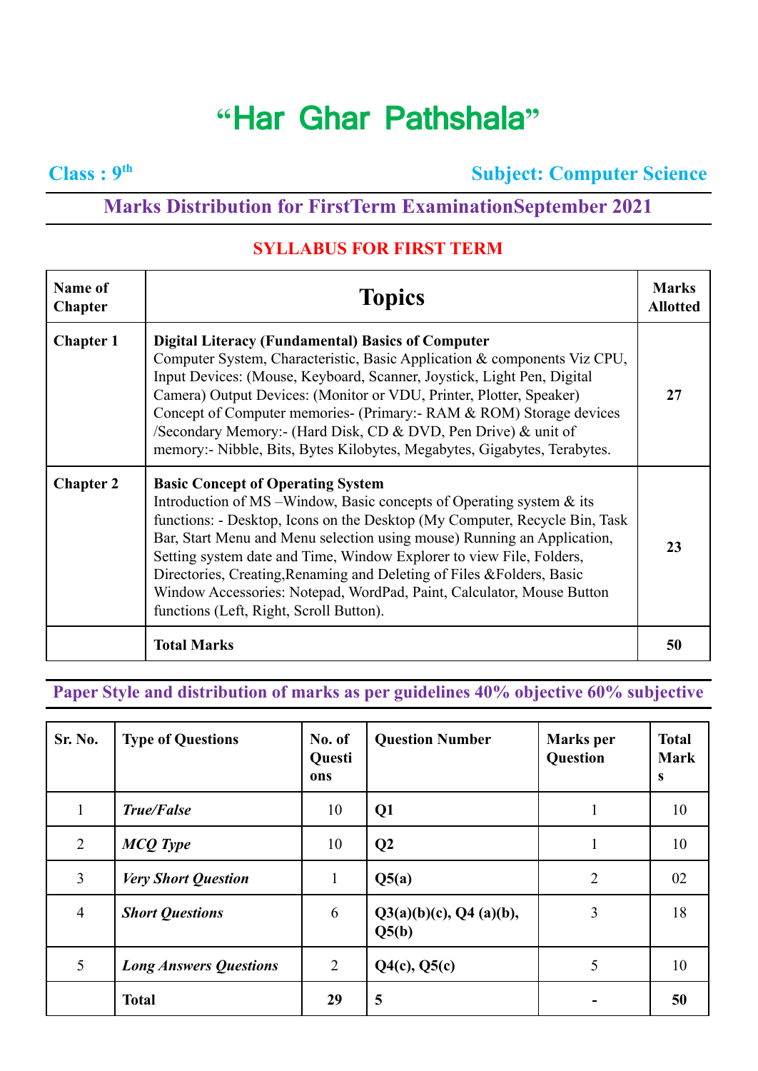# "Har Ghar Pathshala"

**Class : 9th** **Subject: Computer Science**

## Marks Distribution for FirstTerm ExaminationSeptember 2021

### SYLLABUS FOR FIRST TERM

| Name of Chapter | Topics | Marks Allotted |
|---|---|---|
| **Chapter 1** | **Digital Literacy (Fundamental) Basics of Computer** Computer System, Characteristic, Basic Application & components Viz CPU, Input Devices: (Mouse, Keyboard, Scanner, Joystick, Light Pen, Digital Camera) Output Devices: (Monitor or VDU, Printer, Plotter, Speaker) Concept of Computer memories- (Primary:- RAM & ROM) Storage devices /Secondary Memory:- (Hard Disk, CD & DVD, Pen Drive) & unit of memory:- Nibble, Bits, Bytes Kilobytes, Megabytes, Gigabytes, Terabytes. | **27** |
| **Chapter 2** | **Basic Concept of Operating System** Introduction of MS –Window, Basic concepts of Operating system & its functions: - Desktop, Icons on the Desktop (My Computer, Recycle Bin, Task Bar, Start Menu and Menu selection using mouse) Running an Application, Setting system date and Time, Window Explorer to view File, Folders, Directories, Creating,Renaming and Deleting of Files &Folders, Basic Window Accessories: Notepad, WordPad, Paint, Calculator, Mouse Button functions (Left, Right, Scroll Button). | **23** |
| | **Total Marks** | **50** |

### Paper Style and distribution of marks as per guidelines 40% objective 60% subjective

| Sr. No. | Type of Questions | No. of Questions | Question Number | Marks per Question | Total Marks |
|---|---|---|---|---|---|
| 1 | ***True/False*** | 10 | **Q1** | 1 | 10 |
| 2 | ***MCQ Type*** | 10 | **Q2** | 1 | 10 |
| 3 | ***Very Short Question*** | 1 | **Q5(a)** | 2 | 02 |
| 4 | ***Short Questions*** | 6 | **Q3(a)(b)(c), Q4 (a)(b), Q5(b)** | 3 | 18 |
| 5 | ***Long Answers Questions*** | 2 | **Q4(c), Q5(c)** | 5 | 10 |
| | **Total** | **29** | **5** | **-** | **50** |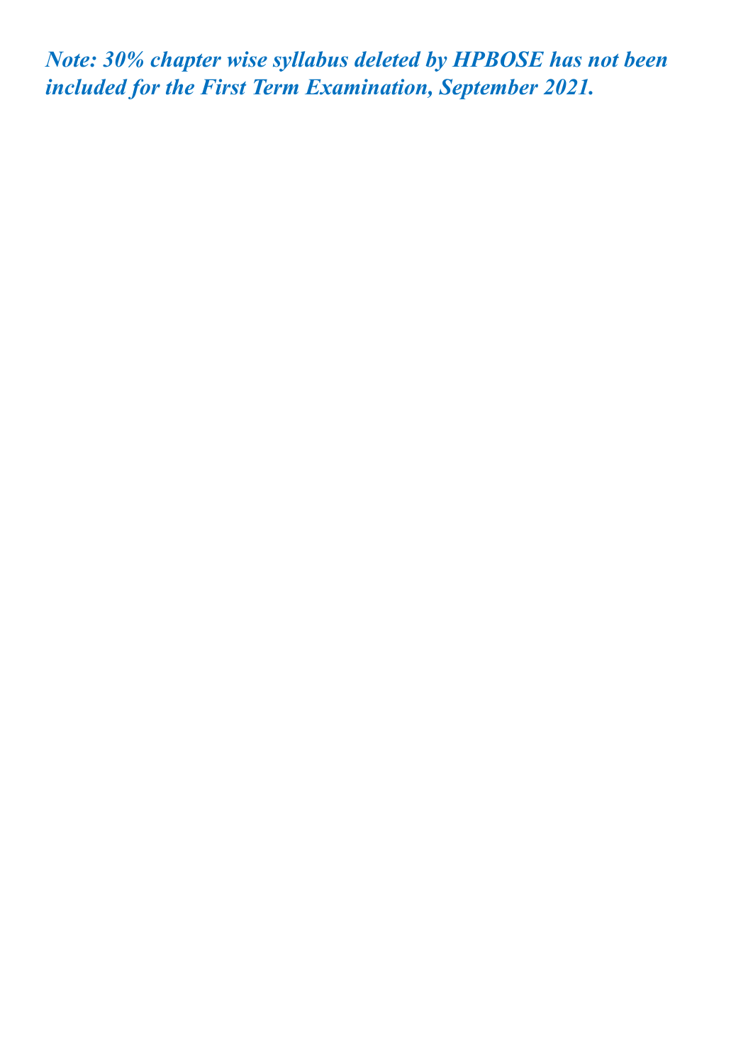***Note: 30% chapter wise syllabus deleted by HPBOSE has not been included for the First Term Examination, September 2021.***